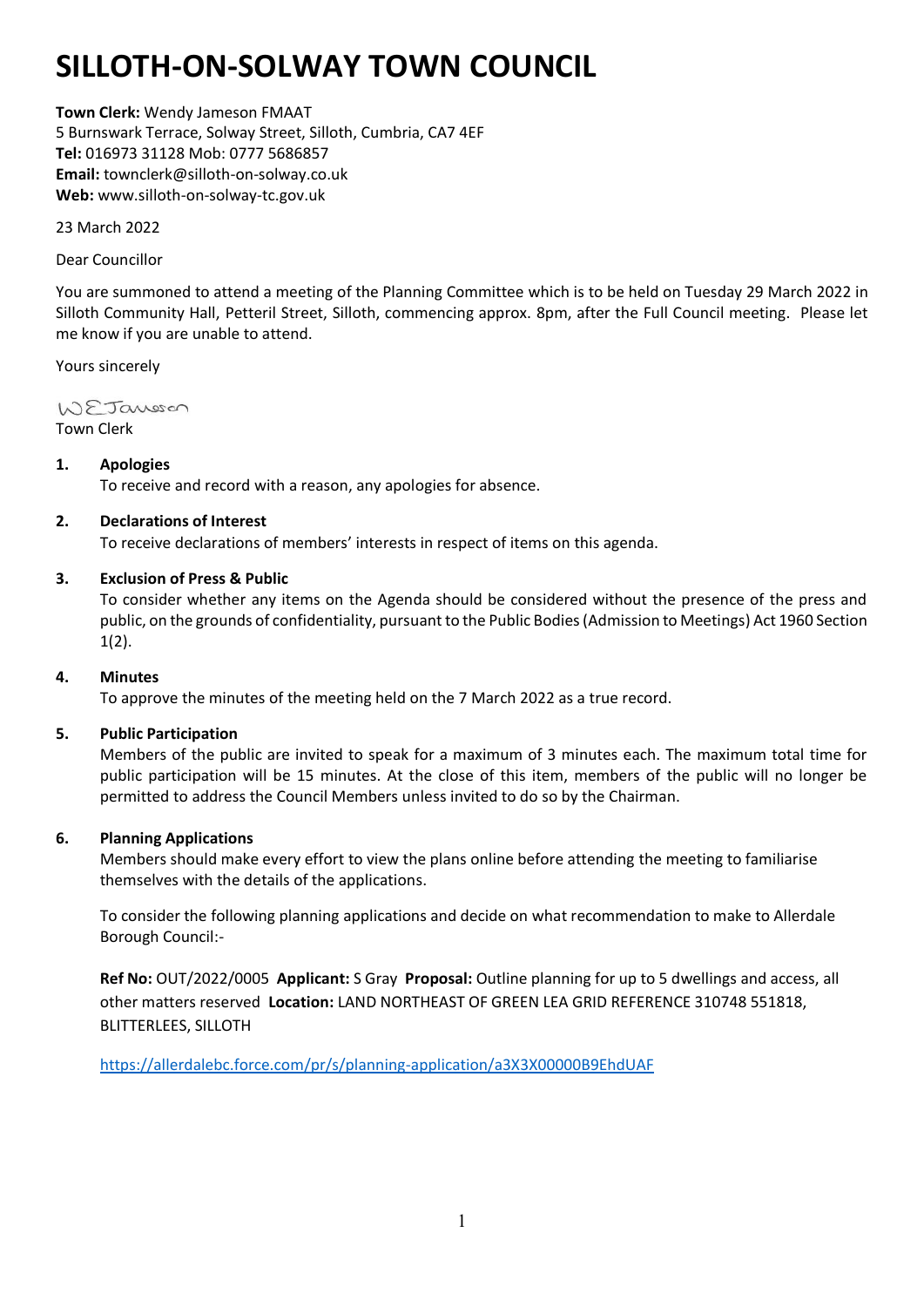# SILLOTH-ON-SOLWAY TOWN COUNCIL

**Town Clerk:** Wendy Jameson FMAAT
5 Burnswark Terrace, Solway Street, Silloth, Cumbria, CA7 4EF
**Tel:** 016973 31128 Mob: 0777 5686857
**Email:** townclerk@silloth-on-solway.co.uk
**Web:** www.silloth-on-solway-tc.gov.uk

23 March 2022

Dear Councillor

You are summoned to attend a meeting of the Planning Committee which is to be held on Tuesday 29 March 2022 in Silloth Community Hall, Petteril Street, Silloth, commencing approx. 8pm, after the Full Council meeting. Please let me know if you are unable to attend.

Yours sincerely

W E Jameson
Town Clerk

**1. Apologies**
To receive and record with a reason, any apologies for absence.

**2. Declarations of Interest**
To receive declarations of members' interests in respect of items on this agenda.

**3. Exclusion of Press & Public**
To consider whether any items on the Agenda should be considered without the presence of the press and public, on the grounds of confidentiality, pursuant to the Public Bodies (Admission to Meetings) Act 1960 Section 1(2).

**4. Minutes**
To approve the minutes of the meeting held on the 7 March 2022 as a true record.

**5. Public Participation**
Members of the public are invited to speak for a maximum of 3 minutes each. The maximum total time for public participation will be 15 minutes. At the close of this item, members of the public will no longer be permitted to address the Council Members unless invited to do so by the Chairman.

**6. Planning Applications**
Members should make every effort to view the plans online before attending the meeting to familiarise themselves with the details of the applications.

To consider the following planning applications and decide on what recommendation to make to Allerdale Borough Council:-

**Ref No:** OUT/2022/0005 **Applicant:** S Gray **Proposal:** Outline planning for up to 5 dwellings and access, all other matters reserved **Location:** LAND NORTHEAST OF GREEN LEA GRID REFERENCE 310748 551818, BLITTERLEES, SILLOTH

https://allerdalebc.force.com/pr/s/planning-application/a3X3X00000B9EhdUAF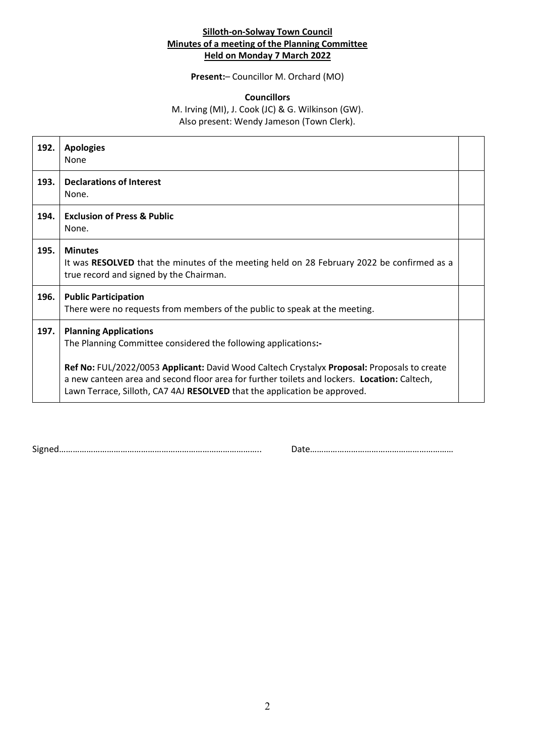**Silloth-on-Solway Town Council**
**Minutes of a meeting of the Planning Committee**
**Held on Monday 7 March 2022**

**Present:**– Councillor M. Orchard (MO)

**Councillors**
M. Irving (MI), J. Cook (JC) & G. Wilkinson (GW).
Also present: Wendy Jameson (Town Clerk).

| | | |
|---|---|---|
| 192. | **Apologies**<br>None | |
| 193. | **Declarations of Interest**<br>None. | |
| 194. | **Exclusion of Press & Public**<br>None. | |
| 195. | **Minutes**<br>It was **RESOLVED** that the minutes of the meeting held on 28 February 2022 be confirmed as a true record and signed by the Chairman. | |
| 196. | **Public Participation**<br>There were no requests from members of the public to speak at the meeting. | |
| 197. | **Planning Applications**<br>The Planning Committee considered the following applications**:-**<br><br>**Ref No:** FUL/2022/0053 **Applicant:** David Wood Caltech Crystalyx **Proposal:** Proposals to create a new canteen area and second floor area for further toilets and lockers. **Location:** Caltech, Lawn Terrace, Silloth, CA7 4AJ **RESOLVED** that the application be approved. | |

Signed…………………………………………………………………………….. Date……………………………………………………